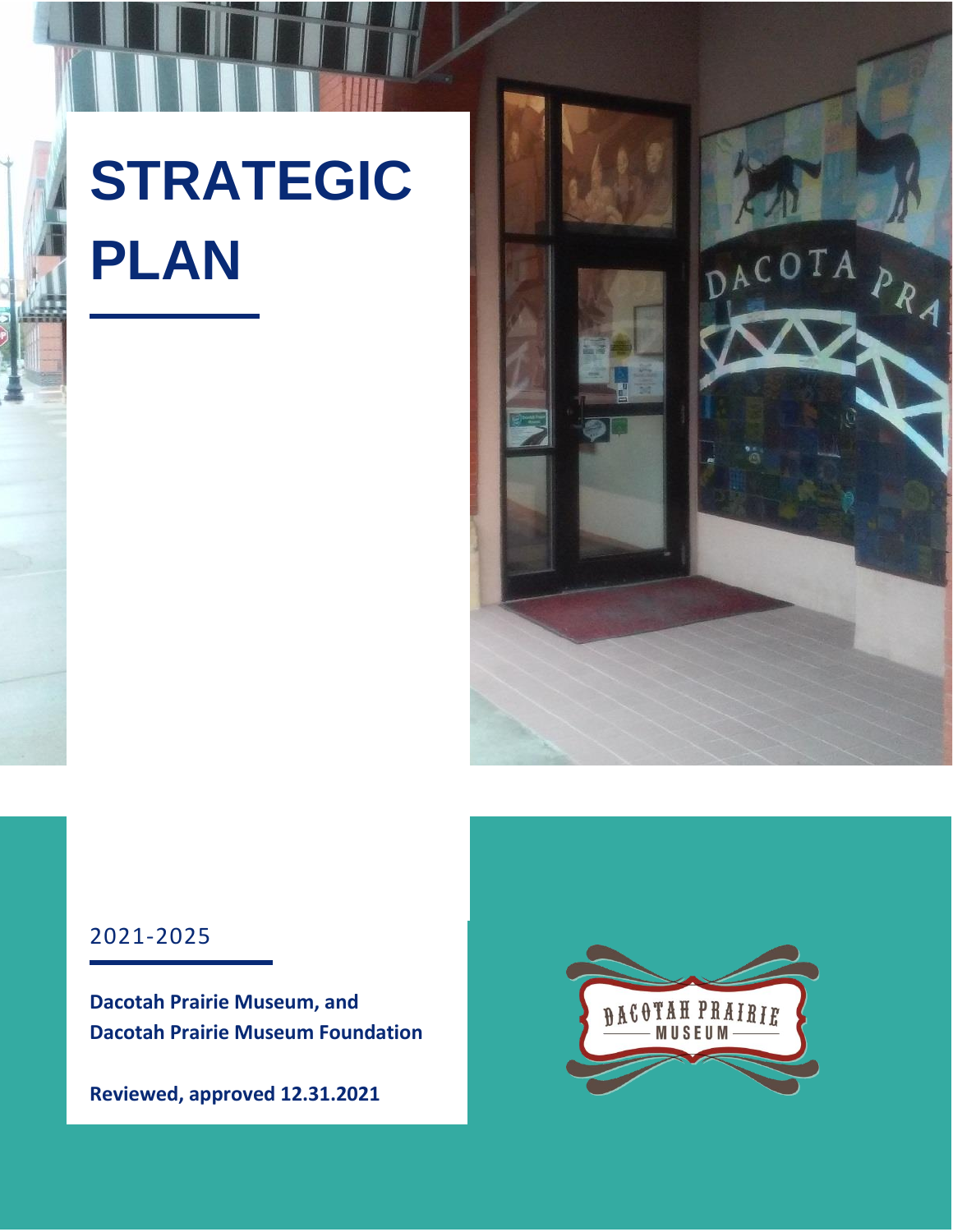# STRATEGIC PLAN

2021-2025

**Dacotah Prairie Museum, and**
**Dacotah Prairie Museum Foundation**

**Reviewed, approved 12.31.2021**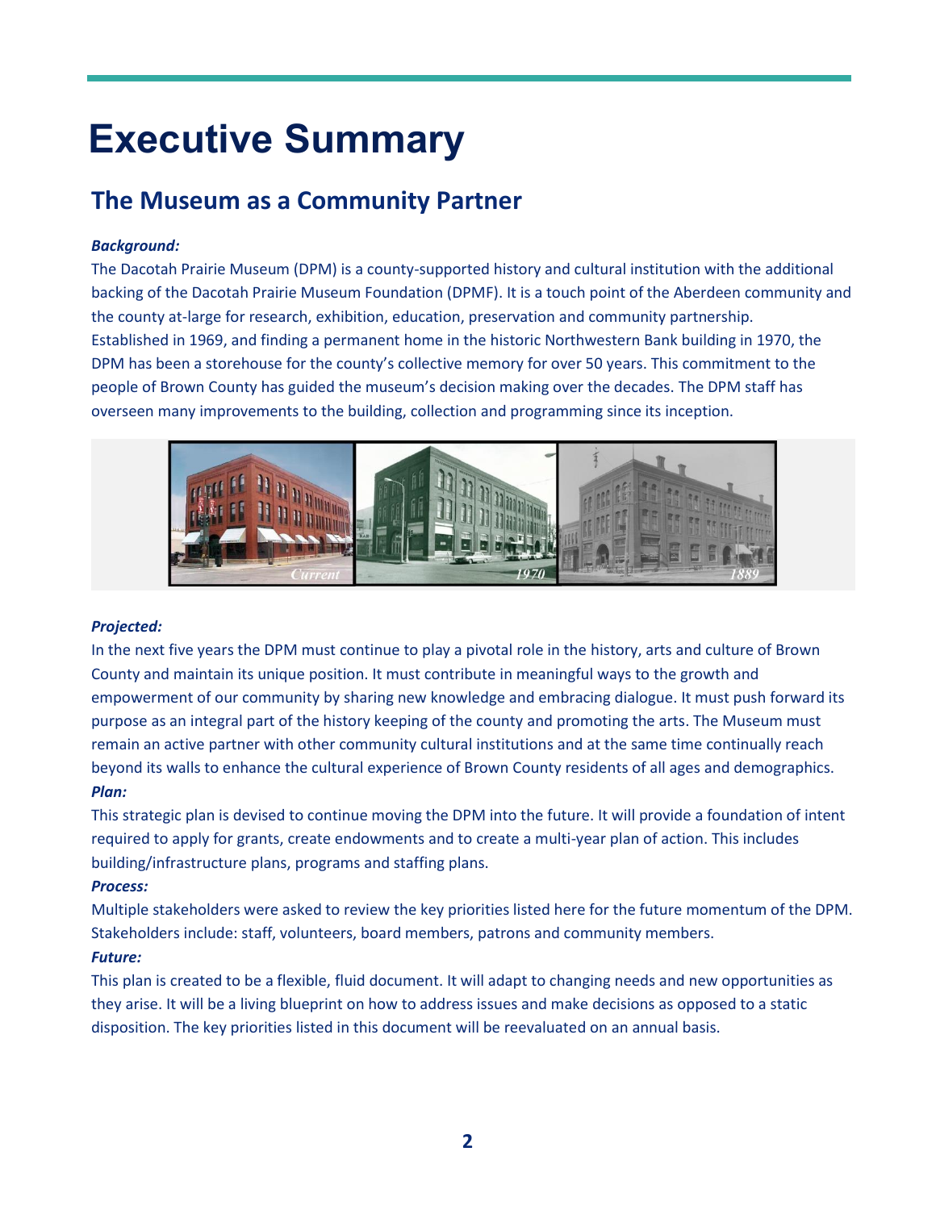# Executive Summary

## The Museum as a Community Partner

***Background:***

The Dacotah Prairie Museum (DPM) is a county-supported history and cultural institution with the additional backing of the Dacotah Prairie Museum Foundation (DPMF). It is a touch point of the Aberdeen community and the county at-large for research, exhibition, education, preservation and community partnership. Established in 1969, and finding a permanent home in the historic Northwestern Bank building in 1970, the DPM has been a storehouse for the county's collective memory for over 50 years. This commitment to the people of Brown County has guided the museum's decision making over the decades. The DPM staff has overseen many improvements to the building, collection and programming since its inception.

***Projected:***

In the next five years the DPM must continue to play a pivotal role in the history, arts and culture of Brown County and maintain its unique position. It must contribute in meaningful ways to the growth and empowerment of our community by sharing new knowledge and embracing dialogue. It must push forward its purpose as an integral part of the history keeping of the county and promoting the arts. The Museum must remain an active partner with other community cultural institutions and at the same time continually reach beyond its walls to enhance the cultural experience of Brown County residents of all ages and demographics.

***Plan:***

This strategic plan is devised to continue moving the DPM into the future. It will provide a foundation of intent required to apply for grants, create endowments and to create a multi-year plan of action. This includes building/infrastructure plans, programs and staffing plans.

***Process:***

Multiple stakeholders were asked to review the key priorities listed here for the future momentum of the DPM. Stakeholders include: staff, volunteers, board members, patrons and community members.

***Future:***

This plan is created to be a flexible, fluid document. It will adapt to changing needs and new opportunities as they arise. It will be a living blueprint on how to address issues and make decisions as opposed to a static disposition. The key priorities listed in this document will be reevaluated on an annual basis.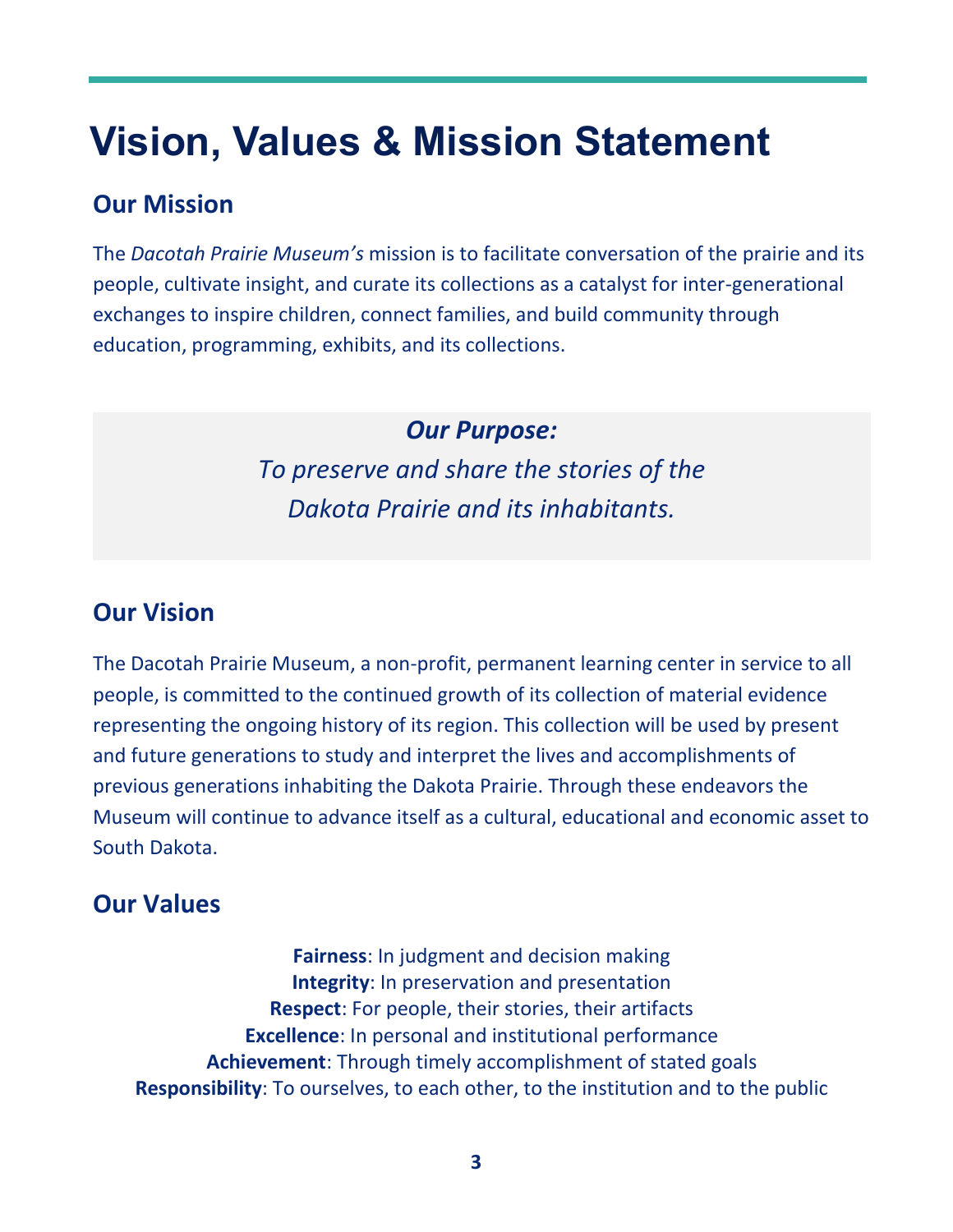# Vision, Values & Mission Statement

## Our Mission

The *Dacotah Prairie Museum's* mission is to facilitate conversation of the prairie and its people, cultivate insight, and curate its collections as a catalyst for inter-generational exchanges to inspire children, connect families, and build community through education, programming, exhibits, and its collections.

***Our Purpose:***

*To preserve and share the stories of the Dakota Prairie and its inhabitants.*

## Our Vision

The Dacotah Prairie Museum, a non-profit, permanent learning center in service to all people, is committed to the continued growth of its collection of material evidence representing the ongoing history of its region. This collection will be used by present and future generations to study and interpret the lives and accomplishments of previous generations inhabiting the Dakota Prairie. Through these endeavors the Museum will continue to advance itself as a cultural, educational and economic asset to South Dakota.

## Our Values

**Fairness**: In judgment and decision making
**Integrity**: In preservation and presentation
**Respect**: For people, their stories, their artifacts
**Excellence**: In personal and institutional performance
**Achievement**: Through timely accomplishment of stated goals
**Responsibility**: To ourselves, to each other, to the institution and to the public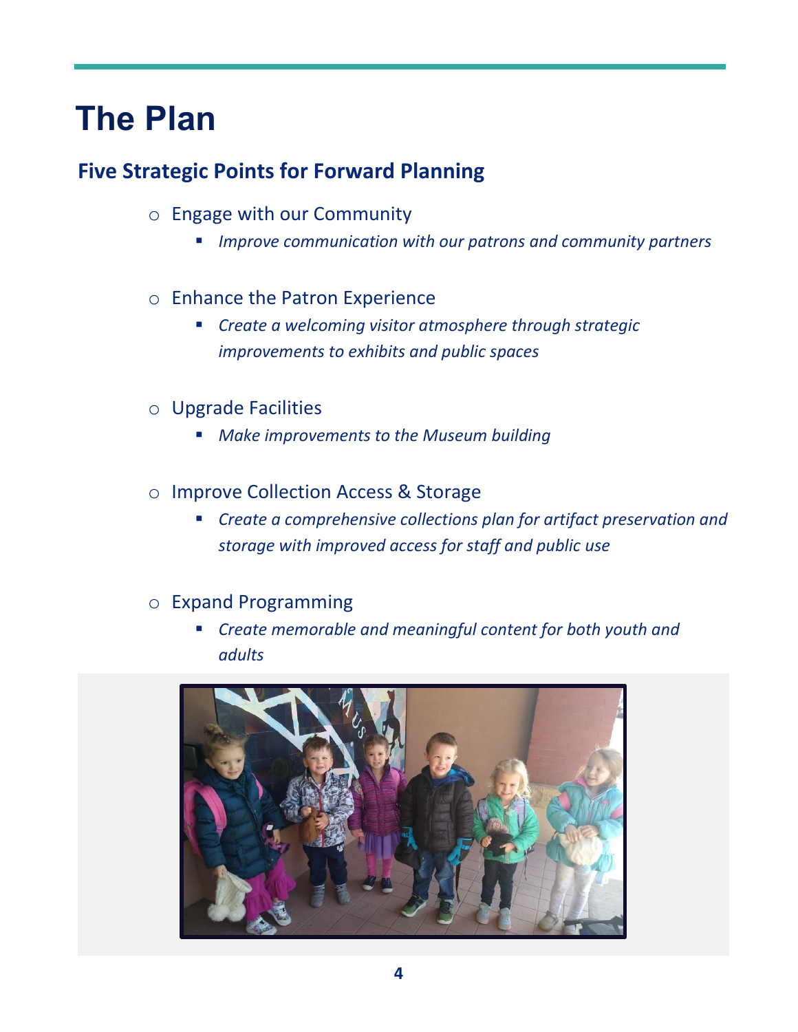# The Plan

## Five Strategic Points for Forward Planning

- Engage with our Community
  - *Improve communication with our patrons and community partners*
- Enhance the Patron Experience
  - *Create a welcoming visitor atmosphere through strategic improvements to exhibits and public spaces*
- Upgrade Facilities
  - *Make improvements to the Museum building*
- Improve Collection Access & Storage
  - *Create a comprehensive collections plan for artifact preservation and storage with improved access for staff and public use*
- Expand Programming
  - *Create memorable and meaningful content for both youth and adults*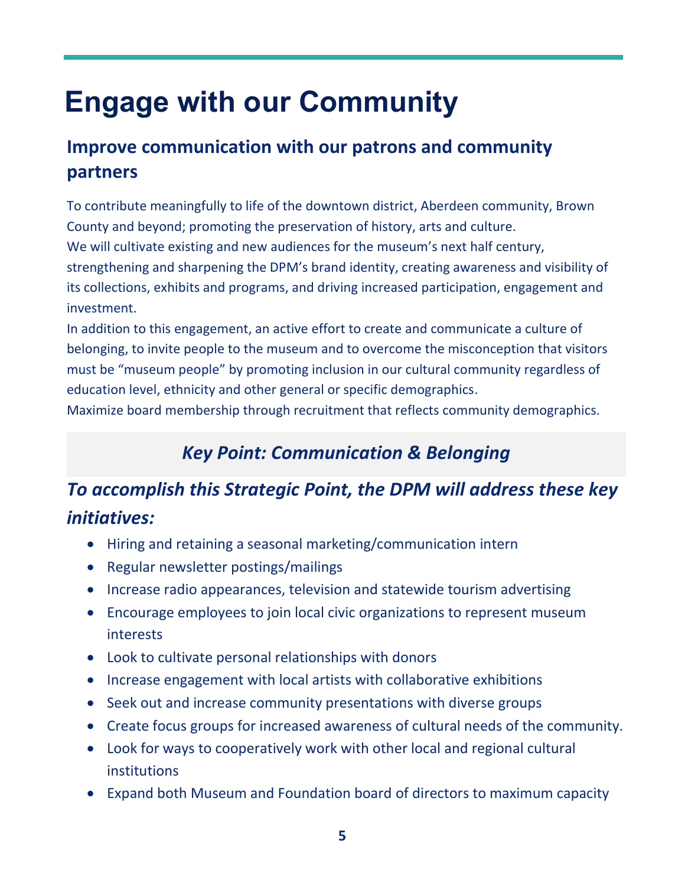# Engage with our Community

## Improve communication with our patrons and community partners

To contribute meaningfully to life of the downtown district, Aberdeen community, Brown County and beyond; promoting the preservation of history, arts and culture.

We will cultivate existing and new audiences for the museum's next half century, strengthening and sharpening the DPM's brand identity, creating awareness and visibility of its collections, exhibits and programs, and driving increased participation, engagement and investment.

In addition to this engagement, an active effort to create and communicate a culture of belonging, to invite people to the museum and to overcome the misconception that visitors must be "museum people" by promoting inclusion in our cultural community regardless of education level, ethnicity and other general or specific demographics.

Maximize board membership through recruitment that reflects community demographics.

### *Key Point: Communication & Belonging*

## *To accomplish this Strategic Point, the DPM will address these key initiatives:*

- Hiring and retaining a seasonal marketing/communication intern
- Regular newsletter postings/mailings
- Increase radio appearances, television and statewide tourism advertising
- Encourage employees to join local civic organizations to represent museum interests
- Look to cultivate personal relationships with donors
- Increase engagement with local artists with collaborative exhibitions
- Seek out and increase community presentations with diverse groups
- Create focus groups for increased awareness of cultural needs of the community.
- Look for ways to cooperatively work with other local and regional cultural institutions
- Expand both Museum and Foundation board of directors to maximum capacity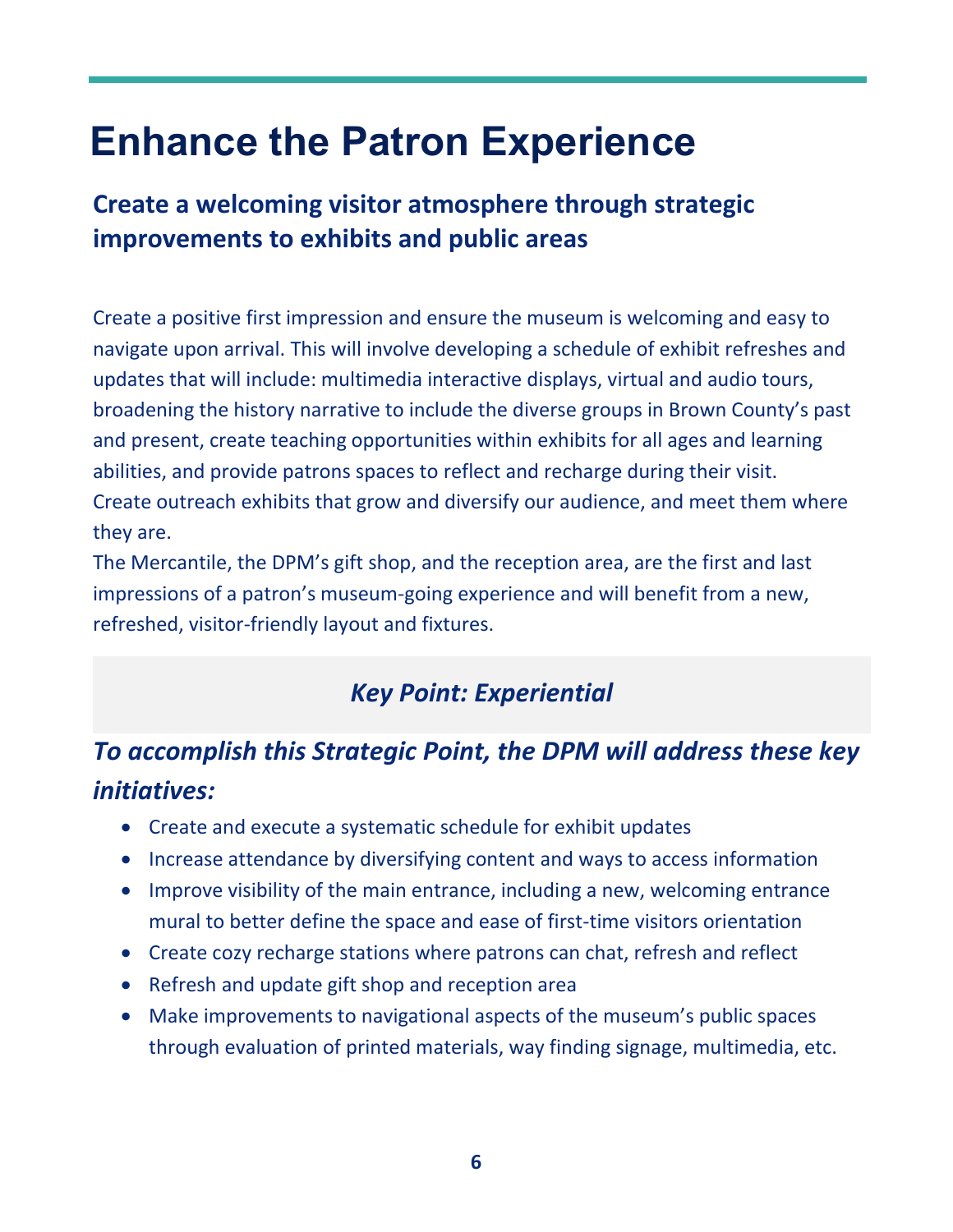# Enhance the Patron Experience

## Create a welcoming visitor atmosphere through strategic improvements to exhibits and public areas

Create a positive first impression and ensure the museum is welcoming and easy to navigate upon arrival. This will involve developing a schedule of exhibit refreshes and updates that will include: multimedia interactive displays, virtual and audio tours, broadening the history narrative to include the diverse groups in Brown County's past and present, create teaching opportunities within exhibits for all ages and learning abilities, and provide patrons spaces to reflect and recharge during their visit. Create outreach exhibits that grow and diversify our audience, and meet them where they are.

The Mercantile, the DPM's gift shop, and the reception area, are the first and last impressions of a patron's museum-going experience and will benefit from a new, refreshed, visitor-friendly layout and fixtures.

### *Key Point: Experiential*

### *To accomplish this Strategic Point, the DPM will address these key initiatives:*

- Create and execute a systematic schedule for exhibit updates
- Increase attendance by diversifying content and ways to access information
- Improve visibility of the main entrance, including a new, welcoming entrance mural to better define the space and ease of first-time visitors orientation
- Create cozy recharge stations where patrons can chat, refresh and reflect
- Refresh and update gift shop and reception area
- Make improvements to navigational aspects of the museum's public spaces through evaluation of printed materials, way finding signage, multimedia, etc.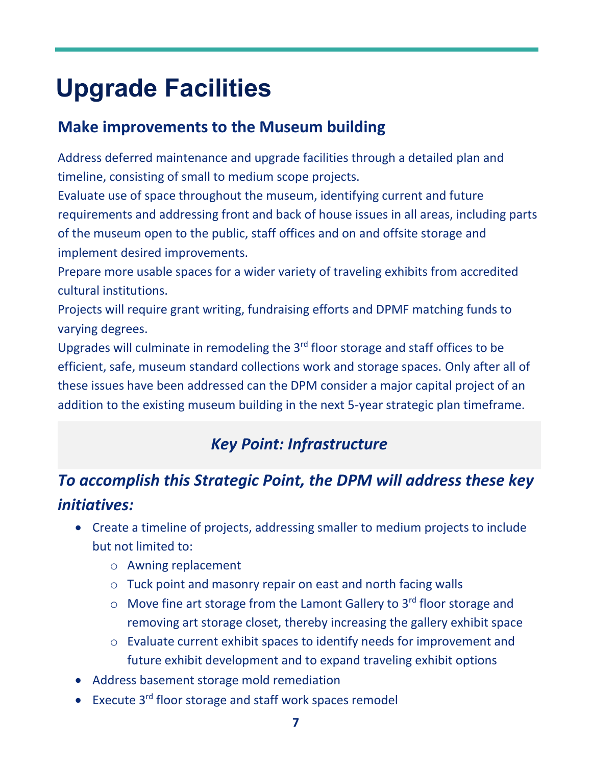# Upgrade Facilities

## Make improvements to the Museum building

Address deferred maintenance and upgrade facilities through a detailed plan and timeline, consisting of small to medium scope projects.

Evaluate use of space throughout the museum, identifying current and future requirements and addressing front and back of house issues in all areas, including parts of the museum open to the public, staff offices and on and offsite storage and implement desired improvements.

Prepare more usable spaces for a wider variety of traveling exhibits from accredited cultural institutions.

Projects will require grant writing, fundraising efforts and DPMF matching funds to varying degrees.

Upgrades will culminate in remodeling the 3rd floor storage and staff offices to be efficient, safe, museum standard collections work and storage spaces. Only after all of these issues have been addressed can the DPM consider a major capital project of an addition to the existing museum building in the next 5-year strategic plan timeframe.

### *Key Point: Infrastructure*

## *To accomplish this Strategic Point, the DPM will address these key initiatives:*

- Create a timeline of projects, addressing smaller to medium projects to include but not limited to:
  - Awning replacement
  - Tuck point and masonry repair on east and north facing walls
  - Move fine art storage from the Lamont Gallery to 3rd floor storage and removing art storage closet, thereby increasing the gallery exhibit space
  - Evaluate current exhibit spaces to identify needs for improvement and future exhibit development and to expand traveling exhibit options
- Address basement storage mold remediation
- Execute 3rd floor storage and staff work spaces remodel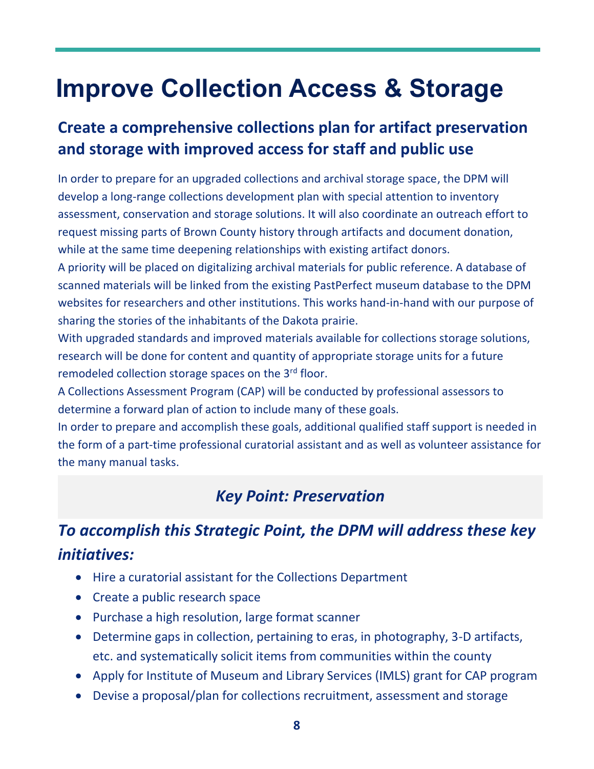# Improve Collection Access & Storage

## Create a comprehensive collections plan for artifact preservation and storage with improved access for staff and public use

In order to prepare for an upgraded collections and archival storage space, the DPM will develop a long-range collections development plan with special attention to inventory assessment, conservation and storage solutions. It will also coordinate an outreach effort to request missing parts of Brown County history through artifacts and document donation, while at the same time deepening relationships with existing artifact donors.

A priority will be placed on digitalizing archival materials for public reference. A database of scanned materials will be linked from the existing PastPerfect museum database to the DPM websites for researchers and other institutions. This works hand-in-hand with our purpose of sharing the stories of the inhabitants of the Dakota prairie.

With upgraded standards and improved materials available for collections storage solutions, research will be done for content and quantity of appropriate storage units for a future remodeled collection storage spaces on the 3rd floor.

A Collections Assessment Program (CAP) will be conducted by professional assessors to determine a forward plan of action to include many of these goals.

In order to prepare and accomplish these goals, additional qualified staff support is needed in the form of a part-time professional curatorial assistant and as well as volunteer assistance for the many manual tasks.

### *Key Point: Preservation*

## *To accomplish this Strategic Point, the DPM will address these key initiatives:*

- Hire a curatorial assistant for the Collections Department
- Create a public research space
- Purchase a high resolution, large format scanner
- Determine gaps in collection, pertaining to eras, in photography, 3-D artifacts, etc. and systematically solicit items from communities within the county
- Apply for Institute of Museum and Library Services (IMLS) grant for CAP program
- Devise a proposal/plan for collections recruitment, assessment and storage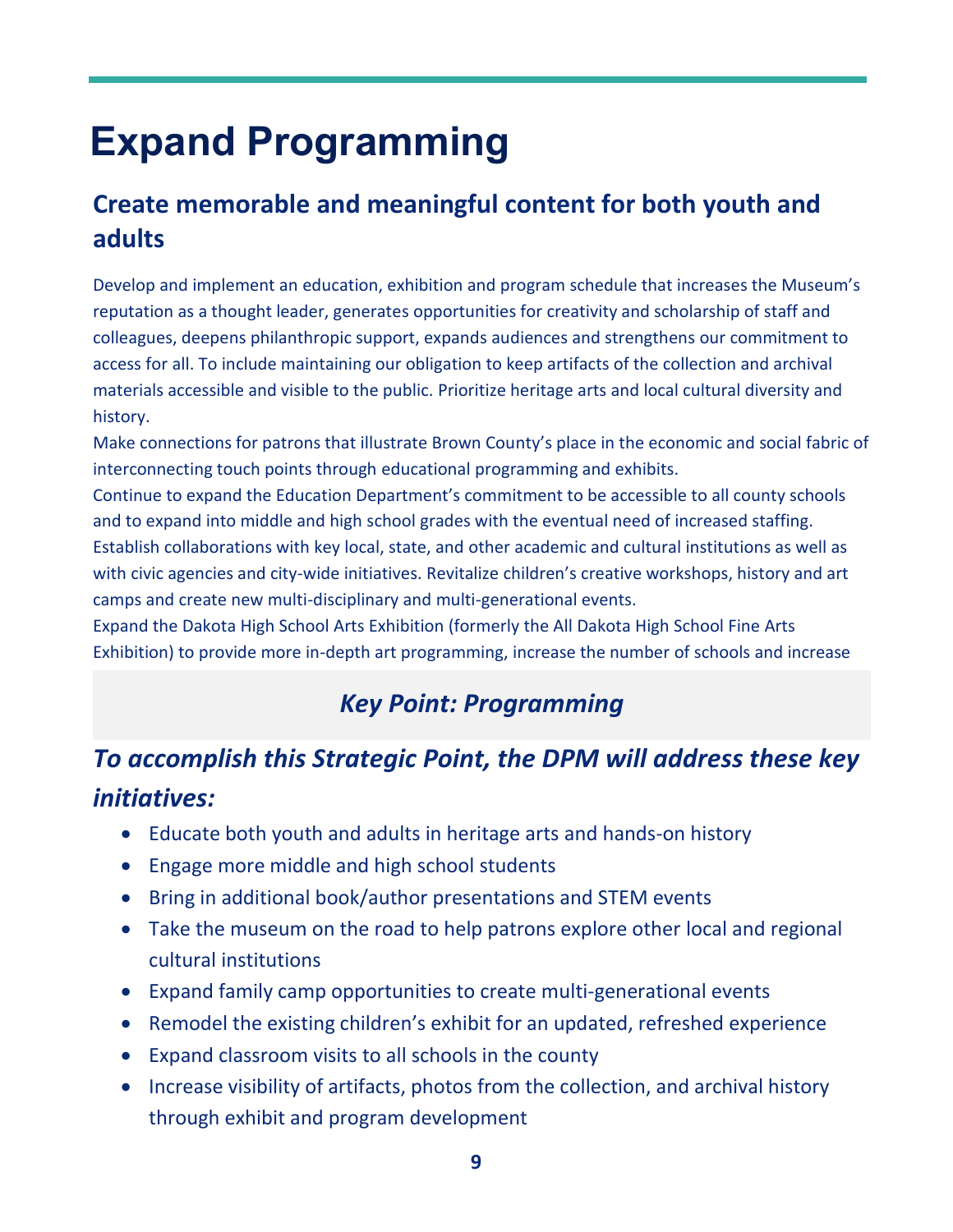# Expand Programming

## Create memorable and meaningful content for both youth and adults

Develop and implement an education, exhibition and program schedule that increases the Museum's reputation as a thought leader, generates opportunities for creativity and scholarship of staff and colleagues, deepens philanthropic support, expands audiences and strengthens our commitment to access for all. To include maintaining our obligation to keep artifacts of the collection and archival materials accessible and visible to the public. Prioritize heritage arts and local cultural diversity and history.

Make connections for patrons that illustrate Brown County's place in the economic and social fabric of interconnecting touch points through educational programming and exhibits.

Continue to expand the Education Department's commitment to be accessible to all county schools and to expand into middle and high school grades with the eventual need of increased staffing.

Establish collaborations with key local, state, and other academic and cultural institutions as well as with civic agencies and city-wide initiatives. Revitalize children's creative workshops, history and art camps and create new multi-disciplinary and multi-generational events.

Expand the Dakota High School Arts Exhibition (formerly the All Dakota High School Fine Arts Exhibition) to provide more in-depth art programming, increase the number of schools and increase

### *Key Point: Programming*

## *To accomplish this Strategic Point, the DPM will address these key initiatives:*

- Educate both youth and adults in heritage arts and hands-on history
- Engage more middle and high school students
- Bring in additional book/author presentations and STEM events
- Take the museum on the road to help patrons explore other local and regional cultural institutions
- Expand family camp opportunities to create multi-generational events
- Remodel the existing children's exhibit for an updated, refreshed experience
- Expand classroom visits to all schools in the county
- Increase visibility of artifacts, photos from the collection, and archival history through exhibit and program development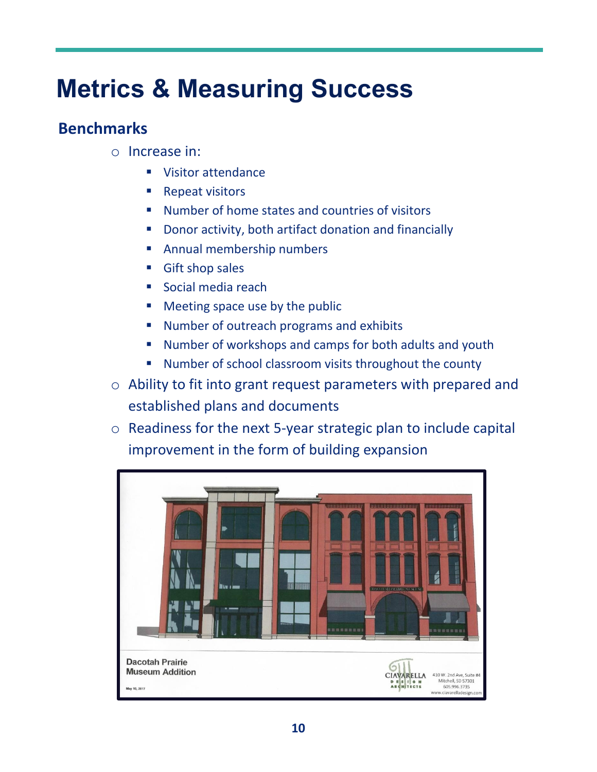# Metrics & Measuring Success

## Benchmarks

- Increase in:
  - Visitor attendance
  - Repeat visitors
  - Number of home states and countries of visitors
  - Donor activity, both artifact donation and financially
  - Annual membership numbers
  - Gift shop sales
  - Social media reach
  - Meeting space use by the public
  - Number of outreach programs and exhibits
  - Number of workshops and camps for both adults and youth
  - Number of school classroom visits throughout the county
- Ability to fit into grant request parameters with prepared and established plans and documents
- Readiness for the next 5-year strategic plan to include capital improvement in the form of building expansion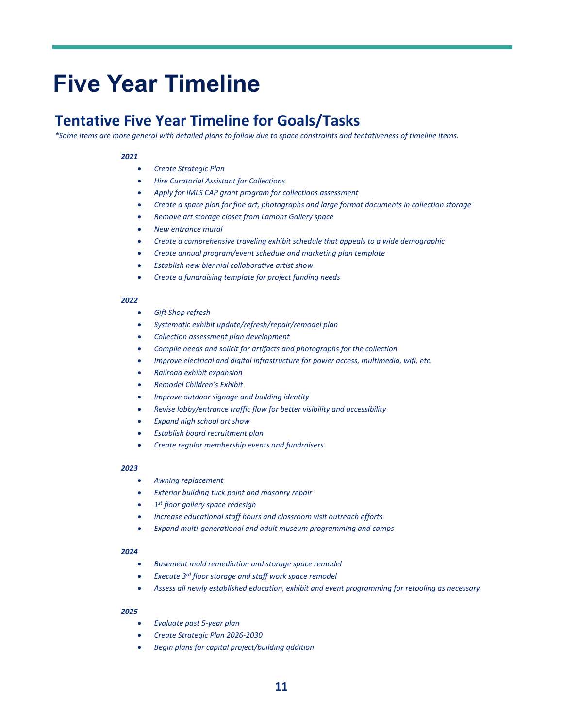# Five Year Timeline

## Tentative Five Year Timeline for Goals/Tasks

*\*Some items are more general with detailed plans to follow due to space constraints and tentativeness of timeline items.*

***2021***

- *Create Strategic Plan*
- *Hire Curatorial Assistant for Collections*
- *Apply for IMLS CAP grant program for collections assessment*
- *Create a space plan for fine art, photographs and large format documents in collection storage*
- *Remove art storage closet from Lamont Gallery space*
- *New entrance mural*
- *Create a comprehensive traveling exhibit schedule that appeals to a wide demographic*
- *Create annual program/event schedule and marketing plan template*
- *Establish new biennial collaborative artist show*
- *Create a fundraising template for project funding needs*

***2022***

- *Gift Shop refresh*
- *Systematic exhibit update/refresh/repair/remodel plan*
- *Collection assessment plan development*
- *Compile needs and solicit for artifacts and photographs for the collection*
- *Improve electrical and digital infrastructure for power access, multimedia, wifi, etc.*
- *Railroad exhibit expansion*
- *Remodel Children's Exhibit*
- *Improve outdoor signage and building identity*
- *Revise lobby/entrance traffic flow for better visibility and accessibility*
- *Expand high school art show*
- *Establish board recruitment plan*
- *Create regular membership events and fundraisers*

***2023***

- *Awning replacement*
- *Exterior building tuck point and masonry repair*
- *1st floor gallery space redesign*
- *Increase educational staff hours and classroom visit outreach efforts*
- *Expand multi-generational and adult museum programming and camps*

***2024***

- *Basement mold remediation and storage space remodel*
- *Execute 3rd floor storage and staff work space remodel*
- *Assess all newly established education, exhibit and event programming for retooling as necessary*

***2025***

- *Evaluate past 5-year plan*
- *Create Strategic Plan 2026-2030*
- *Begin plans for capital project/building addition*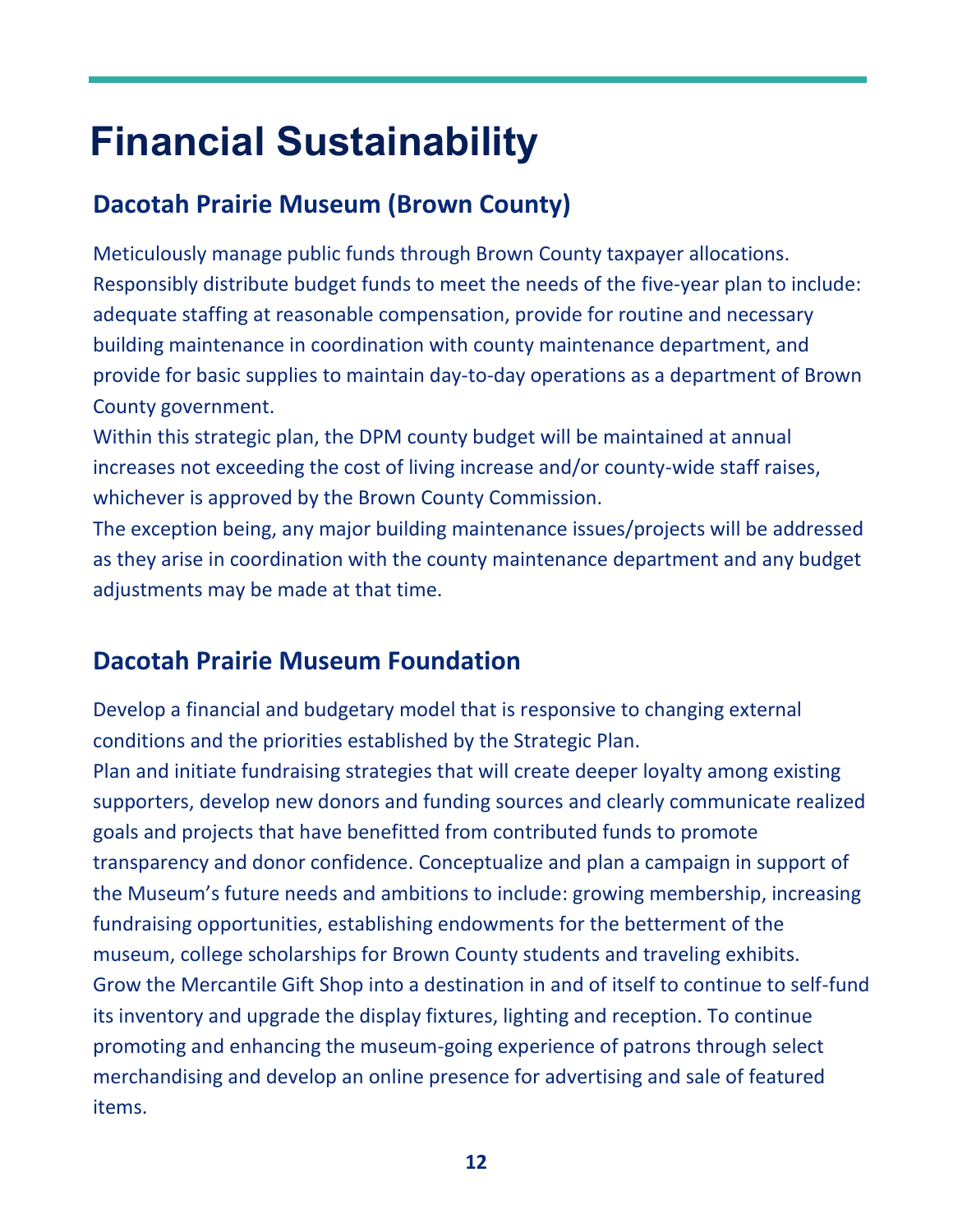# Financial Sustainability

## Dacotah Prairie Museum (Brown County)

Meticulously manage public funds through Brown County taxpayer allocations.
Responsibly distribute budget funds to meet the needs of the five-year plan to include: adequate staffing at reasonable compensation, provide for routine and necessary building maintenance in coordination with county maintenance department, and provide for basic supplies to maintain day-to-day operations as a department of Brown County government.
Within this strategic plan, the DPM county budget will be maintained at annual increases not exceeding the cost of living increase and/or county-wide staff raises, whichever is approved by the Brown County Commission.
The exception being, any major building maintenance issues/projects will be addressed as they arise in coordination with the county maintenance department and any budget adjustments may be made at that time.

## Dacotah Prairie Museum Foundation

Develop a financial and budgetary model that is responsive to changing external conditions and the priorities established by the Strategic Plan.
Plan and initiate fundraising strategies that will create deeper loyalty among existing supporters, develop new donors and funding sources and clearly communicate realized goals and projects that have benefitted from contributed funds to promote transparency and donor confidence. Conceptualize and plan a campaign in support of the Museum's future needs and ambitions to include: growing membership, increasing fundraising opportunities, establishing endowments for the betterment of the museum, college scholarships for Brown County students and traveling exhibits.
Grow the Mercantile Gift Shop into a destination in and of itself to continue to self-fund its inventory and upgrade the display fixtures, lighting and reception. To continue promoting and enhancing the museum-going experience of patrons through select merchandising and develop an online presence for advertising and sale of featured items.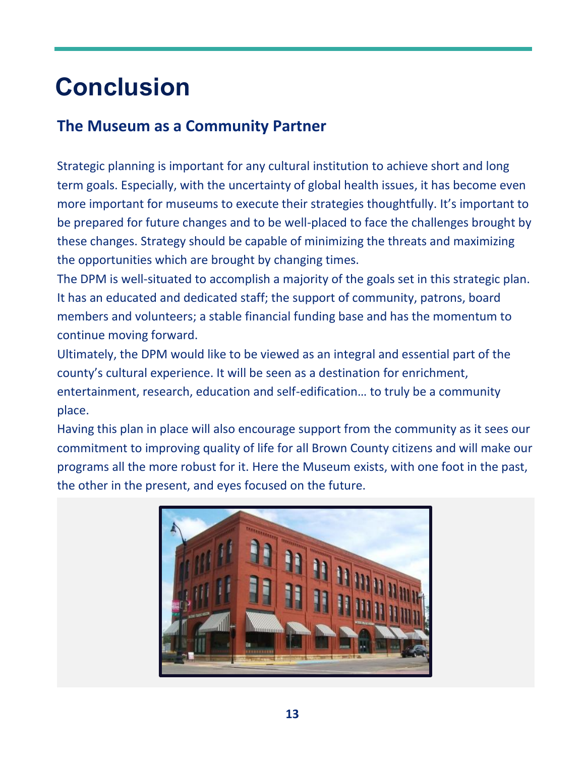# Conclusion

## The Museum as a Community Partner

Strategic planning is important for any cultural institution to achieve short and long term goals. Especially, with the uncertainty of global health issues, it has become even more important for museums to execute their strategies thoughtfully. It's important to be prepared for future changes and to be well-placed to face the challenges brought by these changes. Strategy should be capable of minimizing the threats and maximizing the opportunities which are brought by changing times.

The DPM is well-situated to accomplish a majority of the goals set in this strategic plan. It has an educated and dedicated staff; the support of community, patrons, board members and volunteers; a stable financial funding base and has the momentum to continue moving forward.

Ultimately, the DPM would like to be viewed as an integral and essential part of the county's cultural experience. It will be seen as a destination for enrichment, entertainment, research, education and self-edification… to truly be a community place.

Having this plan in place will also encourage support from the community as it sees our commitment to improving quality of life for all Brown County citizens and will make our programs all the more robust for it. Here the Museum exists, with one foot in the past, the other in the present, and eyes focused on the future.